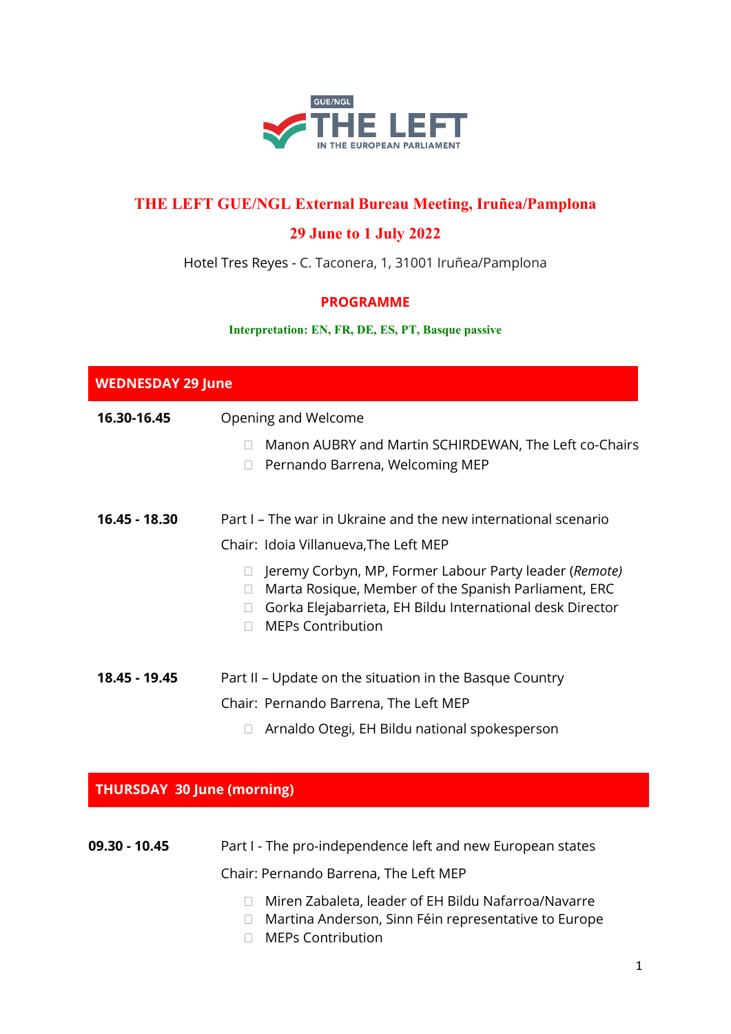GUE/NGL
**THE LEFT**
IN THE EUROPEAN PARLIAMENT

# THE LEFT GUE/NGL External Bureau Meeting, Iruñea/Pamplona

## 29 June to 1 July 2022

Hotel Tres Reyes - C. Taconera, 1, 31001 Iruñea/Pamplona

**PROGRAMME**

**Interpretation: EN, FR, DE, ES, PT, Basque passive**

## WEDNESDAY 29 June

**16.30-16.45** Opening and Welcome

- Manon AUBRY and Martin SCHIRDEWAN, The Left co-Chairs
- Pernando Barrena, Welcoming MEP

**16.45 - 18.30** Part I – The war in Ukraine and the new international scenario

Chair: Idoia Villanueva,The Left MEP

- Jeremy Corbyn, MP, Former Labour Party leader (*Remote)*
- Marta Rosique, Member of the Spanish Parliament, ERC
- Gorka Elejabarrieta, EH Bildu International desk Director
- MEPs Contribution

**18.45 - 19.45** Part II – Update on the situation in the Basque Country

Chair: Pernando Barrena, The Left MEP

- Arnaldo Otegi, EH Bildu national spokesperson

## THURSDAY 30 June (morning)

**09.30 - 10.45** Part I - The pro-independence left and new European states

Chair: Pernando Barrena, The Left MEP

- Miren Zabaleta, leader of EH Bildu Nafarroa/Navarre
- Martina Anderson, Sinn Féin representative to Europe
- MEPs Contribution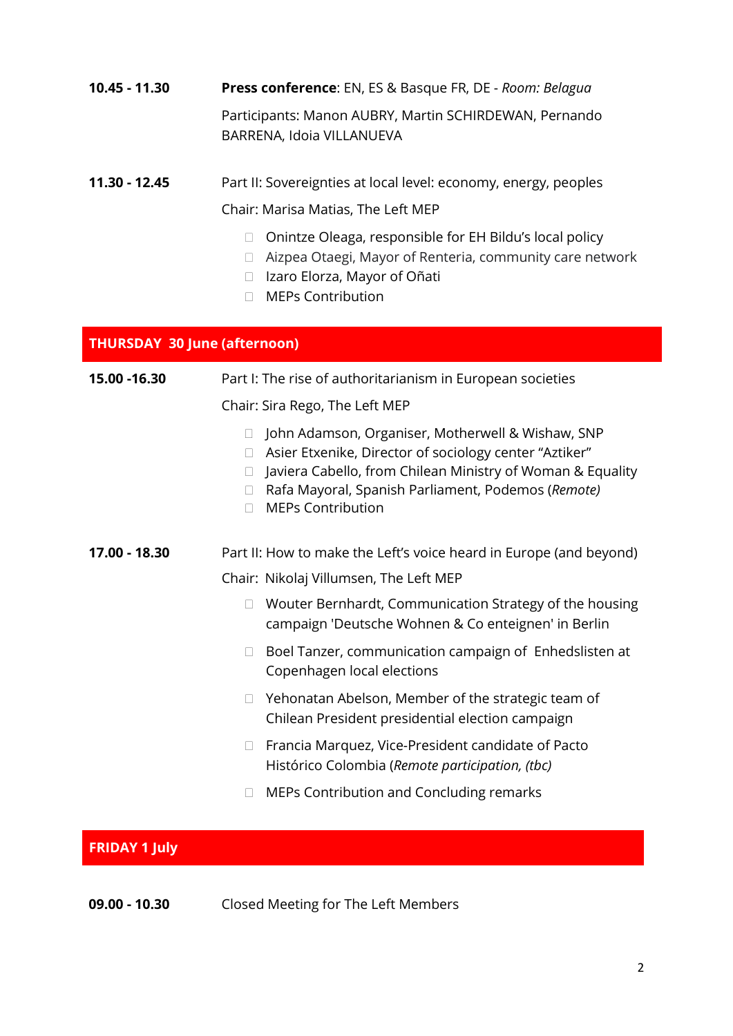**10.45 - 11.30** **Press conference**: EN, ES & Basque FR, DE - *Room: Belagua*

Participants: Manon AUBRY, Martin SCHIRDEWAN, Pernando BARRENA, Idoia VILLANUEVA

**11.30 - 12.45** Part II: Sovereignties at local level: economy, energy, peoples

Chair: Marisa Matias, The Left MEP

- Onintze Oleaga, responsible for EH Bildu's local policy
- Aizpea Otaegi, Mayor of Renteria, community care network
- Izaro Elorza, Mayor of Oñati
- MEPs Contribution

## THURSDAY 30 June (afternoon)

**15.00 -16.30** Part I: The rise of authoritarianism in European societies

Chair: Sira Rego, The Left MEP

- John Adamson, Organiser, Motherwell & Wishaw, SNP
- Asier Etxenike, Director of sociology center "Aztiker"
- Javiera Cabello, from Chilean Ministry of Woman & Equality
- Rafa Mayoral, Spanish Parliament, Podemos (*Remote)*
- MEPs Contribution

**17.00 - 18.30** Part II: How to make the Left's voice heard in Europe (and beyond)

Chair: Nikolaj Villumsen, The Left MEP

- Wouter Bernhardt, Communication Strategy of the housing campaign 'Deutsche Wohnen & Co enteignen' in Berlin
- Boel Tanzer, communication campaign of Enhedslisten at Copenhagen local elections
- Yehonatan Abelson, Member of the strategic team of Chilean President presidential election campaign
- Francia Marquez, Vice-President candidate of Pacto Histórico Colombia (*Remote participation, (tbc)*
- MEPs Contribution and Concluding remarks

## FRIDAY 1 July

**09.00 - 10.30** Closed Meeting for The Left Members